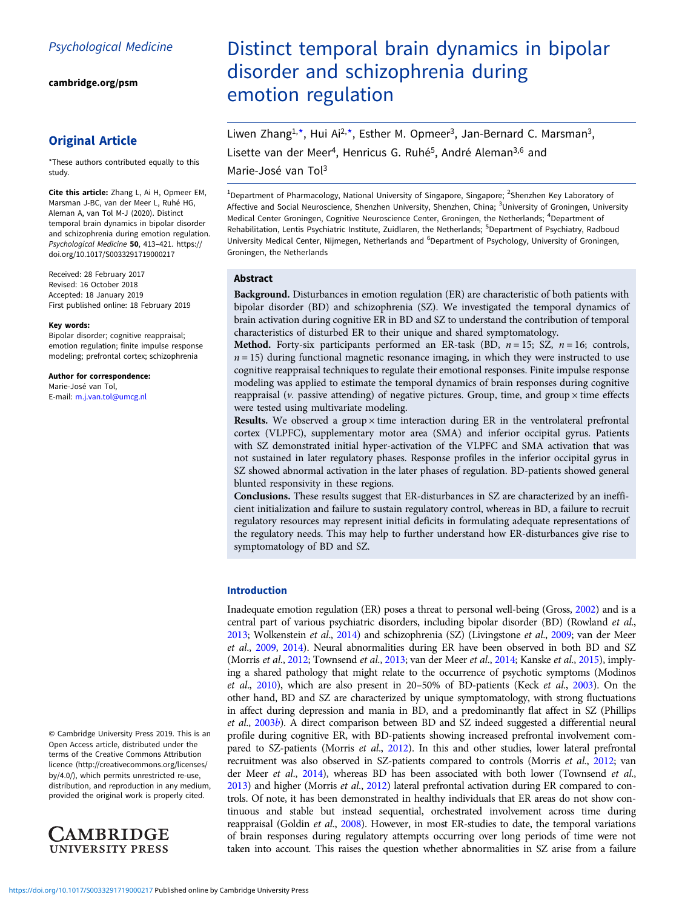Psychological Medicine

cambridge.org/psm

## Original Article

*These authors contributed equally to this study.

**Cite this article:** Zhang L, Ai H, Opmeer EM, Marsman J-BC, van der Meer L, Ruhé HG, Aleman A, van Tol M-J (2020). Distinct temporal brain dynamics in bipolar disorder and schizophrenia during emotion regulation. *Psychological Medicine* **50**, 413–421. https://doi.org/10.1017/S0033291719000217

Received: 28 February 2017
Revised: 16 October 2018
Accepted: 18 January 2019
First published online: 18 February 2019

**Key words:**
Bipolar disorder; cognitive reappraisal; emotion regulation; finite impulse response modeling; prefrontal cortex; schizophrenia

**Author for correspondence:**
Marie-José van Tol,
E-mail: m.j.van.tol@umcg.nl

© Cambridge University Press 2019. This is an Open Access article, distributed under the terms of the Creative Commons Attribution licence (http://creativecommons.org/licenses/by/4.0/), which permits unrestricted re-use, distribution, and reproduction in any medium, provided the original work is properly cited.

# Distinct temporal brain dynamics in bipolar disorder and schizophrenia during emotion regulation

Liwen Zhang[1,*], Hui Ai[2,*], Esther M. Opmeer[3], Jan-Bernard C. Marsman[3], Lisette van der Meer[4], Henricus G. Ruhé[5], André Aleman[3,6] and Marie-José van Tol[3]

[1]Department of Pharmacology, National University of Singapore, Singapore; [2]Shenzhen Key Laboratory of Affective and Social Neuroscience, Shenzhen University, Shenzhen, China; [3]University of Groningen, University Medical Center Groningen, Cognitive Neuroscience Center, Groningen, the Netherlands; [4]Department of Rehabilitation, Lentis Psychiatric Institute, Zuidlaren, the Netherlands; [5]Department of Psychiatry, Radboud University Medical Center, Nijmegen, Netherlands and [6]Department of Psychology, University of Groningen, Groningen, the Netherlands

## Abstract

**Background.** Disturbances in emotion regulation (ER) are characteristic of both patients with bipolar disorder (BD) and schizophrenia (SZ). We investigated the temporal dynamics of brain activation during cognitive ER in BD and SZ to understand the contribution of temporal characteristics of disturbed ER to their unique and shared symptomatology.

**Method.** Forty-six participants performed an ER-task (BD, $n = 15$; SZ, $n = 16$; controls, $n = 15$) during functional magnetic resonance imaging, in which they were instructed to use cognitive reappraisal techniques to regulate their emotional responses. Finite impulse response modeling was applied to estimate the temporal dynamics of brain responses during cognitive reappraisal (*v.* passive attending) of negative pictures. Group, time, and group × time effects were tested using multivariate modeling.

**Results.** We observed a group × time interaction during ER in the ventrolateral prefrontal cortex (VLPFC), supplementary motor area (SMA) and inferior occipital gyrus. Patients with SZ demonstrated initial hyper-activation of the VLPFC and SMA activation that was not sustained in later regulatory phases. Response profiles in the inferior occipital gyrus in SZ showed abnormal activation in the later phases of regulation. BD-patients showed general blunted responsivity in these regions.

**Conclusions.** These results suggest that ER-disturbances in SZ are characterized by an inefficient initialization and failure to sustain regulatory control, whereas in BD, a failure to recruit regulatory resources may represent initial deficits in formulating adequate representations of the regulatory needs. This may help to further understand how ER-disturbances give rise to symptomatology of BD and SZ.

## Introduction

Inadequate emotion regulation (ER) poses a threat to personal well-being (Gross, 2002) and is a central part of various psychiatric disorders, including bipolar disorder (BD) (Rowland *et al.*, 2013; Wolkenstein *et al.*, 2014) and schizophrenia (SZ) (Livingstone *et al.*, 2009; van der Meer *et al.*, 2009, 2014). Neural abnormalities during ER have been observed in both BD and SZ (Morris *et al.*, 2012; Townsend *et al.*, 2013; van der Meer *et al.*, 2014; Kanske *et al.*, 2015), implying a shared pathology that might relate to the occurrence of psychotic symptoms (Modinos *et al.*, 2010), which are also present in 20–50% of BD-patients (Keck *et al.*, 2003). On the other hand, BD and SZ are characterized by unique symptomatology, with strong fluctuations in affect during depression and mania in BD, and a predominantly flat affect in SZ (Phillips *et al.*, 2003*b*). A direct comparison between BD and SZ indeed suggested a differential neural profile during cognitive ER, with BD-patients showing increased prefrontal involvement compared to SZ-patients (Morris *et al.*, 2012). In this and other studies, lower lateral prefrontal recruitment was also observed in SZ-patients compared to controls (Morris *et al.*, 2012; van der Meer *et al.*, 2014), whereas BD has been associated with both lower (Townsend *et al.*, 2013) and higher (Morris *et al.*, 2012) lateral prefrontal activation during ER compared to controls. Of note, it has been demonstrated in healthy individuals that ER areas do not show continuous and stable but instead sequential, orchestrated involvement across time during reappraisal (Goldin *et al.*, 2008). However, in most ER-studies to date, the temporal variations of brain responses during regulatory attempts occurring over long periods of time were not taken into account. This raises the question whether abnormalities in SZ arise from a failure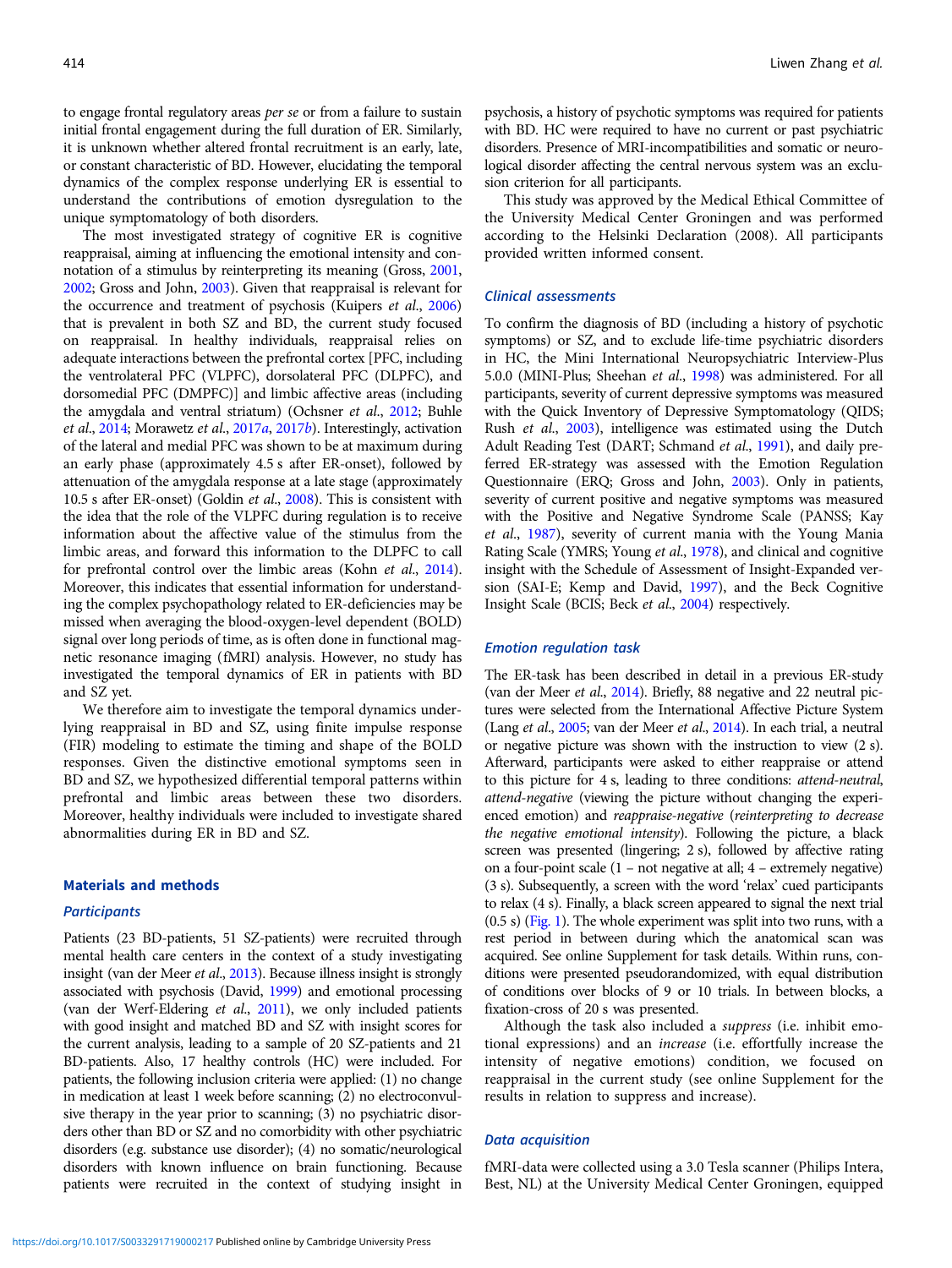to engage frontal regulatory areas *per se* or from a failure to sustain initial frontal engagement during the full duration of ER. Similarly, it is unknown whether altered frontal recruitment is an early, late, or constant characteristic of BD. However, elucidating the temporal dynamics of the complex response underlying ER is essential to understand the contributions of emotion dysregulation to the unique symptomatology of both disorders.

The most investigated strategy of cognitive ER is cognitive reappraisal, aiming at influencing the emotional intensity and connotation of a stimulus by reinterpreting its meaning (Gross, 2001, 2002; Gross and John, 2003). Given that reappraisal is relevant for the occurrence and treatment of psychosis (Kuipers *et al*., 2006) that is prevalent in both SZ and BD, the current study focused on reappraisal. In healthy individuals, reappraisal relies on adequate interactions between the prefrontal cortex [PFC, including the ventrolateral PFC (VLPFC), dorsolateral PFC (DLPFC), and dorsomedial PFC (DMPFC)] and limbic affective areas (including the amygdala and ventral striatum) (Ochsner *et al*., 2012; Buhle *et al*., 2014; Morawetz *et al*., 2017*a*, 2017*b*). Interestingly, activation of the lateral and medial PFC was shown to be at maximum during an early phase (approximately 4.5 s after ER-onset), followed by attenuation of the amygdala response at a late stage (approximately 10.5 s after ER-onset) (Goldin *et al*., 2008). This is consistent with the idea that the role of the VLPFC during regulation is to receive information about the affective value of the stimulus from the limbic areas, and forward this information to the DLPFC to call for prefrontal control over the limbic areas (Kohn *et al*., 2014). Moreover, this indicates that essential information for understanding the complex psychopathology related to ER-deficiencies may be missed when averaging the blood-oxygen-level dependent (BOLD) signal over long periods of time, as is often done in functional magnetic resonance imaging (fMRI) analysis. However, no study has investigated the temporal dynamics of ER in patients with BD and SZ yet.

We therefore aim to investigate the temporal dynamics underlying reappraisal in BD and SZ, using finite impulse response (FIR) modeling to estimate the timing and shape of the BOLD responses. Given the distinctive emotional symptoms seen in BD and SZ, we hypothesized differential temporal patterns within prefrontal and limbic areas between these two disorders. Moreover, healthy individuals were included to investigate shared abnormalities during ER in BD and SZ.

## Materials and methods

### Participants

Patients (23 BD-patients, 51 SZ-patients) were recruited through mental health care centers in the context of a study investigating insight (van der Meer *et al*., 2013). Because illness insight is strongly associated with psychosis (David, 1999) and emotional processing (van der Werf-Eldering *et al*., 2011), we only included patients with good insight and matched BD and SZ with insight scores for the current analysis, leading to a sample of 20 SZ-patients and 21 BD-patients. Also, 17 healthy controls (HC) were included. For patients, the following inclusion criteria were applied: (1) no change in medication at least 1 week before scanning; (2) no electroconvulsive therapy in the year prior to scanning; (3) no psychiatric disorders other than BD or SZ and no comorbidity with other psychiatric disorders (e.g. substance use disorder); (4) no somatic/neurological disorders with known influence on brain functioning. Because patients were recruited in the context of studying insight in psychosis, a history of psychotic symptoms was required for patients with BD. HC were required to have no current or past psychiatric disorders. Presence of MRI-incompatibilities and somatic or neurological disorder affecting the central nervous system was an exclusion criterion for all participants.

This study was approved by the Medical Ethical Committee of the University Medical Center Groningen and was performed according to the Helsinki Declaration (2008). All participants provided written informed consent.

### Clinical assessments

To confirm the diagnosis of BD (including a history of psychotic symptoms) or SZ, and to exclude life-time psychiatric disorders in HC, the Mini International Neuropsychiatric Interview-Plus 5.0.0 (MINI-Plus; Sheehan *et al*., 1998) was administered. For all participants, severity of current depressive symptoms was measured with the Quick Inventory of Depressive Symptomatology (QIDS; Rush *et al*., 2003), intelligence was estimated using the Dutch Adult Reading Test (DART; Schmand *et al*., 1991), and daily preferred ER-strategy was assessed with the Emotion Regulation Questionnaire (ERQ; Gross and John, 2003). Only in patients, severity of current positive and negative symptoms was measured with the Positive and Negative Syndrome Scale (PANSS; Kay *et al*., 1987), severity of current mania with the Young Mania Rating Scale (YMRS; Young *et al*., 1978), and clinical and cognitive insight with the Schedule of Assessment of Insight-Expanded version (SAI-E; Kemp and David, 1997), and the Beck Cognitive Insight Scale (BCIS; Beck *et al*., 2004) respectively.

### Emotion regulation task

The ER-task has been described in detail in a previous ER-study (van der Meer *et al*., 2014). Briefly, 88 negative and 22 neutral pictures were selected from the International Affective Picture System (Lang *et al*., 2005; van der Meer *et al*., 2014). In each trial, a neutral or negative picture was shown with the instruction to view (2 s). Afterward, participants were asked to either reappraise or attend to this picture for 4 s, leading to three conditions: *attend-neutral*, *attend-negative* (viewing the picture without changing the experienced emotion) and *reappraise-negative* (*reinterpreting to decrease the negative emotional intensity*). Following the picture, a black screen was presented (lingering; 2 s), followed by affective rating on a four-point scale (1 – not negative at all; 4 – extremely negative) (3 s). Subsequently, a screen with the word 'relax' cued participants to relax (4 s). Finally, a black screen appeared to signal the next trial (0.5 s) (Fig. 1). The whole experiment was split into two runs, with a rest period in between during which the anatomical scan was acquired. See online Supplement for task details. Within runs, conditions were presented pseudorandomized, with equal distribution of conditions over blocks of 9 or 10 trials. In between blocks, a fixation-cross of 20 s was presented.

Although the task also included a *suppress* (i.e. inhibit emotional expressions) and an *increase* (i.e. effortfully increase the intensity of negative emotions) condition, we focused on reappraisal in the current study (see online Supplement for the results in relation to suppress and increase).

### Data acquisition

fMRI-data were collected using a 3.0 Tesla scanner (Philips Intera, Best, NL) at the University Medical Center Groningen, equipped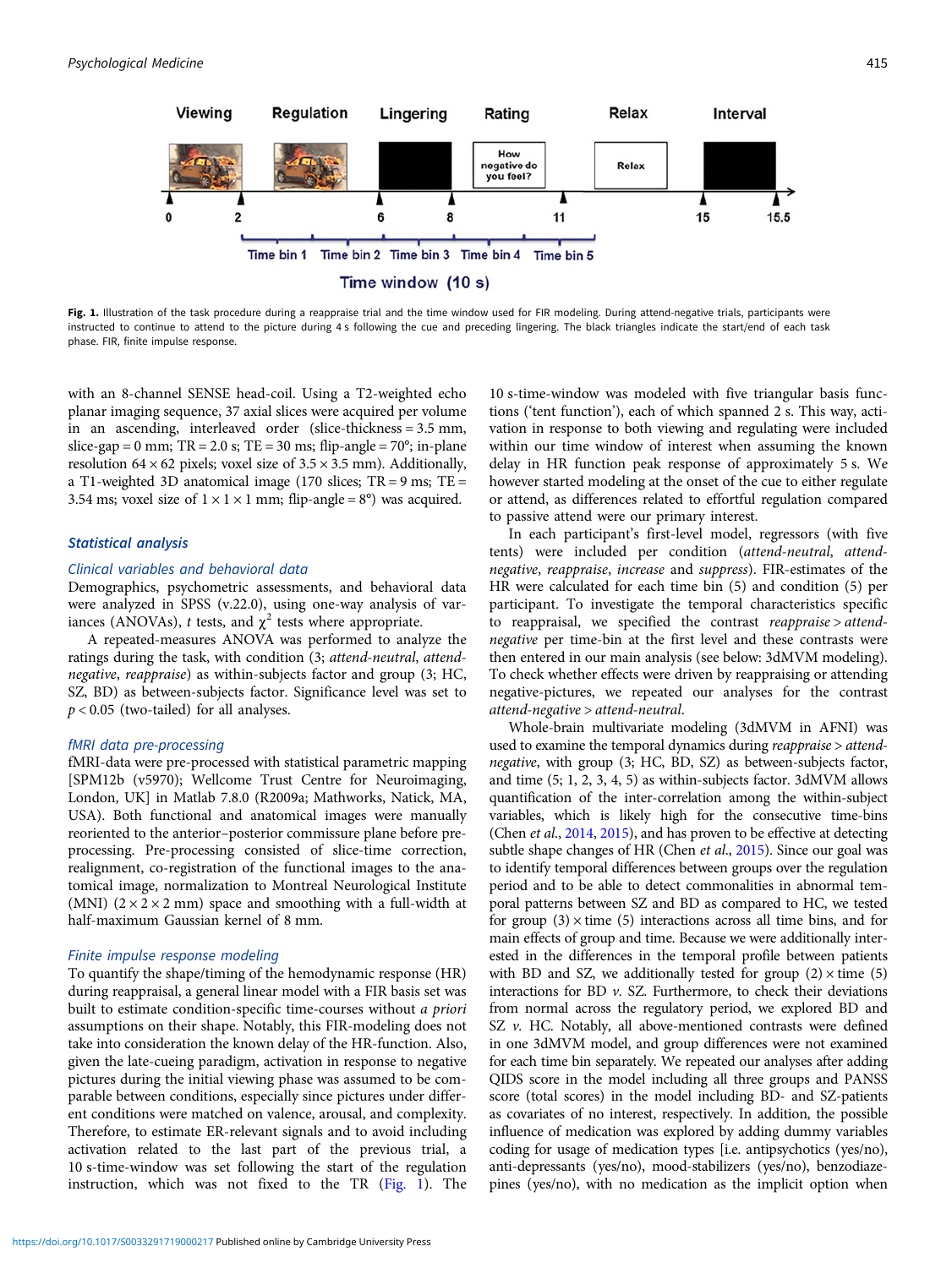Fig. 1. Illustration of the task procedure during a reappraise trial and the time window used for FIR modeling. During attend-negative trials, participants were instructed to continue to attend to the picture during 4 s following the cue and preceding lingering. The black triangles indicate the start/end of each task phase. FIR, finite impulse response.

with an 8-channel SENSE head-coil. Using a T2-weighted echo planar imaging sequence, 37 axial slices were acquired per volume in an ascending, interleaved order (slice-thickness = 3.5 mm, slice-gap = 0 mm; TR = 2.0 s; TE = 30 ms; flip-angle = 70°; in-plane resolution 64 × 62 pixels; voxel size of 3.5 × 3.5 mm). Additionally, a T1-weighted 3D anatomical image (170 slices; TR = 9 ms; TE = 3.54 ms; voxel size of 1 × 1 × 1 mm; flip-angle = 8°) was acquired.

## Statistical analysis

### Clinical variables and behavioral data

Demographics, psychometric assessments, and behavioral data were analyzed in SPSS (v.22.0), using one-way analysis of variances (ANOVAs), *t* tests, and $\chi^2$ tests where appropriate.

A repeated-measures ANOVA was performed to analyze the ratings during the task, with condition (3; *attend-neutral*, *attend-negative*, *reappraise*) as within-subjects factor and group (3; HC, SZ, BD) as between-subjects factor. Significance level was set to $p < 0.05$ (two-tailed) for all analyses.

### fMRI data pre-processing

fMRI-data were pre-processed with statistical parametric mapping [SPM12b (v5970); Wellcome Trust Centre for Neuroimaging, London, UK] in Matlab 7.8.0 (R2009a; Mathworks, Natick, MA, USA). Both functional and anatomical images were manually reoriented to the anterior–posterior commissure plane before pre-processing. Pre-processing consisted of slice-time correction, realignment, co-registration of the functional images to the anatomical image, normalization to Montreal Neurological Institute (MNI) (2 × 2 × 2 mm) space and smoothing with a full-width at half-maximum Gaussian kernel of 8 mm.

### Finite impulse response modeling

To quantify the shape/timing of the hemodynamic response (HR) during reappraisal, a general linear model with a FIR basis set was built to estimate condition-specific time-courses without *a priori* assumptions on their shape. Notably, this FIR-modeling does not take into consideration the known delay of the HR-function. Also, given the late-cueing paradigm, activation in response to negative pictures during the initial viewing phase was assumed to be comparable between conditions, especially since pictures under different conditions were matched on valence, arousal, and complexity. Therefore, to estimate ER-relevant signals and to avoid including activation related to the last part of the previous trial, a 10 s-time-window was set following the start of the regulation instruction, which was not fixed to the TR (Fig. 1). The 10 s-time-window was modeled with five triangular basis functions ('tent function'), each of which spanned 2 s. This way, activation in response to both viewing and regulating were included within our time window of interest when assuming the known delay in HR function peak response of approximately 5 s. We however started modeling at the onset of the cue to either regulate or attend, as differences related to effortful regulation compared to passive attend were our primary interest.

In each participant's first-level model, regressors (with five tents) were included per condition (*attend-neutral*, *attend-negative*, *reappraise*, *increase* and *suppress*). FIR-estimates of the HR were calculated for each time bin (5) and condition (5) per participant. To investigate the temporal characteristics specific to reappraisal, we specified the contrast *reappraise* > *attend-negative* per time-bin at the first level and these contrasts were then entered in our main analysis (see below: 3dMVM modeling). To check whether effects were driven by reappraising or attending negative-pictures, we repeated our analyses for the contrast *attend-negative* > *attend-neutral*.

Whole-brain multivariate modeling (3dMVM in AFNI) was used to examine the temporal dynamics during *reappraise* > *attend-negative*, with group (3; HC, BD, SZ) as between-subjects factor, and time (5; 1, 2, 3, 4, 5) as within-subjects factor. 3dMVM allows quantification of the inter-correlation among the within-subject variables, which is likely high for the consecutive time-bins (Chen *et al.*, 2014, 2015), and has proven to be effective at detecting subtle shape changes of HR (Chen *et al.*, 2015). Since our goal was to identify temporal differences between groups over the regulation period and to be able to detect commonalities in abnormal temporal patterns between SZ and BD as compared to HC, we tested for group (3) × time (5) interactions across all time bins, and for main effects of group and time. Because we were additionally interested in the differences in the temporal profile between patients with BD and SZ, we additionally tested for group (2) × time (5) interactions for BD *v.* SZ. Furthermore, to check their deviations from normal across the regulatory period, we explored BD and SZ *v.* HC. Notably, all above-mentioned contrasts were defined in one 3dMVM model, and group differences were not examined for each time bin separately. We repeated our analyses after adding QIDS score in the model including all three groups and PANSS score (total scores) in the model including BD- and SZ-patients as covariates of no interest, respectively. In addition, the possible influence of medication was explored by adding dummy variables coding for usage of medication types [i.e. antipsychotics (yes/no), anti-depressants (yes/no), mood-stabilizers (yes/no), benzodiazepines (yes/no), with no medication as the implicit option when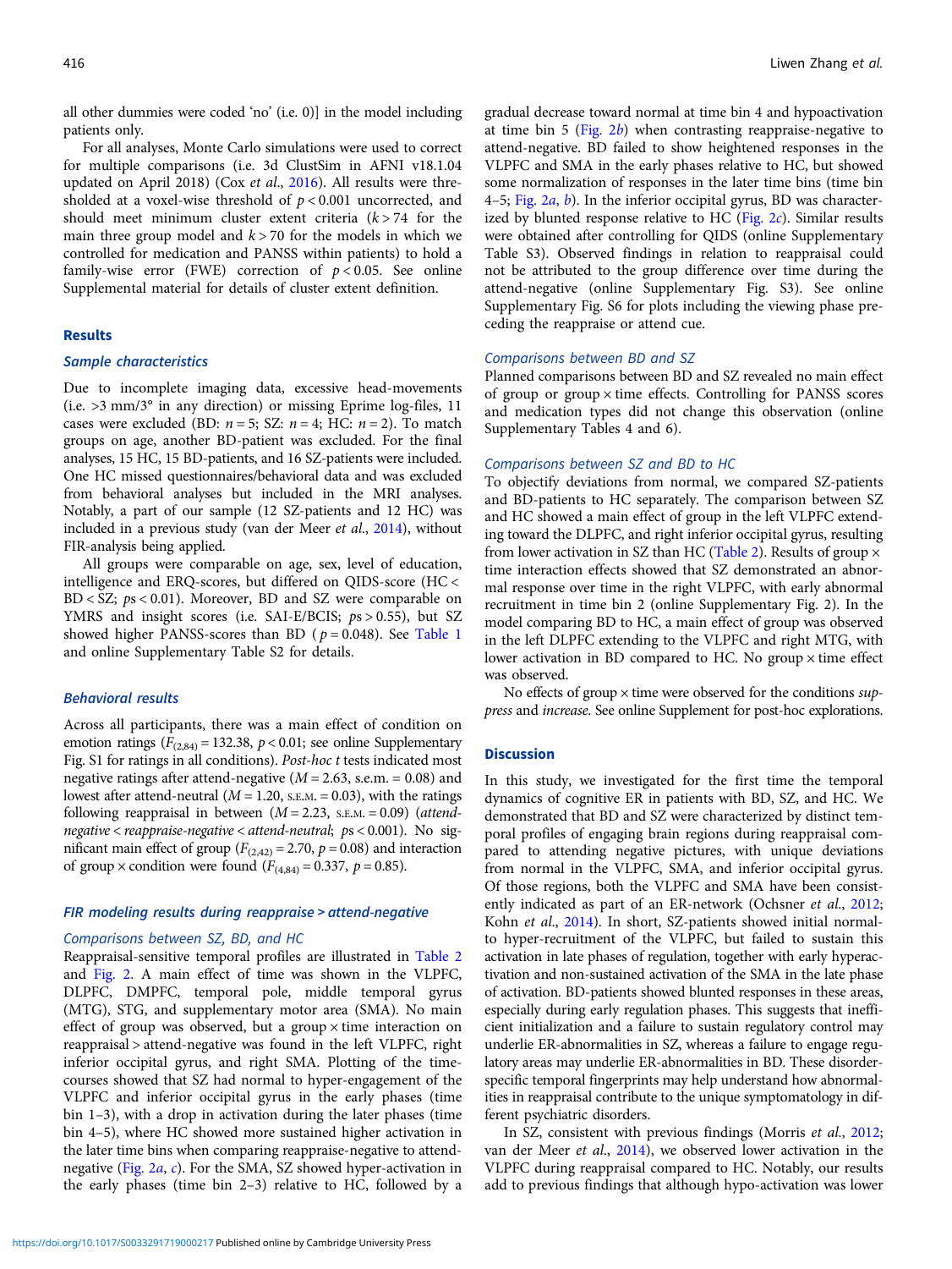all other dummies were coded 'no' (i.e. 0)] in the model including patients only.

For all analyses, Monte Carlo simulations were used to correct for multiple comparisons (i.e. 3d ClustSim in AFNI v18.1.04 updated on April 2018) (Cox *et al.*, 2016). All results were thresholded at a voxel-wise threshold of $p < 0.001$ uncorrected, and should meet minimum cluster extent criteria ($k > 74$ for the main three group model and $k > 70$ for the models in which we controlled for medication and PANSS within patients) to hold a family-wise error (FWE) correction of $p < 0.05$. See online Supplemental material for details of cluster extent definition.

## Results

### Sample characteristics

Due to incomplete imaging data, excessive head-movements (i.e. >3 mm/3° in any direction) or missing Eprime log-files, 11 cases were excluded (BD: $n = 5$; SZ: $n = 4$; HC: $n = 2$). To match groups on age, another BD-patient was excluded. For the final analyses, 15 HC, 15 BD-patients, and 16 SZ-patients were included. One HC missed questionnaires/behavioral data and was excluded from behavioral analyses but included in the MRI analyses. Notably, a part of our sample (12 SZ-patients and 12 HC) was included in a previous study (van der Meer *et al.*, 2014), without FIR-analysis being applied.

All groups were comparable on age, sex, level of education, intelligence and ERQ-scores, but differed on QIDS-score (HC < BD < SZ; $p$s < 0.01). Moreover, BD and SZ were comparable on YMRS and insight scores (i.e. SAI-E/BCIS; $p$s > 0.55), but SZ showed higher PANSS-scores than BD ($p = 0.048$). See Table 1 and online Supplementary Table S2 for details.

### Behavioral results

Across all participants, there was a main effect of condition on emotion ratings ($F_{(2,84)} = 132.38$, $p < 0.01$; see online Supplementary Fig. S1 for ratings in all conditions). *Post-hoc t* tests indicated most negative ratings after attend-negative ($M = 2.63$, s.e.m. = 0.08) and lowest after attend-neutral ($M = 1.20$, s.e.m. = 0.03), with the ratings following reappraisal in between ($M = 2.23$, s.e.m. = 0.09) (*attend-negative < reappraise-negative < attend-neutral*; $p$s < 0.001). No significant main effect of group ($F_{(2,42)} = 2.70$, $p = 0.08$) and interaction of group × condition were found ($F_{(4,84)} = 0.337$, $p = 0.85$).

### FIR modeling results during reappraise > attend-negative

#### Comparisons between SZ, BD, and HC

Reappraisal-sensitive temporal profiles are illustrated in Table 2 and Fig. 2. A main effect of time was shown in the VLPFC, DLPFC, DMPFC, temporal pole, middle temporal gyrus (MTG), STG, and supplementary motor area (SMA). No main effect of group was observed, but a group × time interaction on reappraisal > attend-negative was found in the left VLPFC, right inferior occipital gyrus, and right SMA. Plotting of the time-courses showed that SZ had normal to hyper-engagement of the VLPFC and inferior occipital gyrus in the early phases (time bin 1–3), with a drop in activation during the later phases (time bin 4–5), where HC showed more sustained higher activation in the later time bins when comparing reappraise-negative to attend-negative (Fig. 2*a*, *c*). For the SMA, SZ showed hyper-activation in the early phases (time bin 2–3) relative to HC, followed by a gradual decrease toward normal at time bin 4 and hypoactivation at time bin 5 (Fig. 2*b*) when contrasting reappraise-negative to attend-negative. BD failed to show heightened responses in the VLPFC and SMA in the early phases relative to HC, but showed some normalization of responses in the later time bins (time bin 4–5; Fig. 2*a*, *b*). In the inferior occipital gyrus, BD was characterized by blunted response relative to HC (Fig. 2*c*). Similar results were obtained after controlling for QIDS (online Supplementary Table S3). Observed findings in relation to reappraisal could not be attributed to the group difference over time during the attend-negative (online Supplementary Fig. S3). See online Supplementary Fig. S6 for plots including the viewing phase preceding the reappraise or attend cue.

#### Comparisons between BD and SZ

Planned comparisons between BD and SZ revealed no main effect of group or group × time effects. Controlling for PANSS scores and medication types did not change this observation (online Supplementary Tables 4 and 6).

#### Comparisons between SZ and BD to HC

To objectify deviations from normal, we compared SZ-patients and BD-patients to HC separately. The comparison between SZ and HC showed a main effect of group in the left VLPFC extending toward the DLPFC, and right inferior occipital gyrus, resulting from lower activation in SZ than HC (Table 2). Results of group × time interaction effects showed that SZ demonstrated an abnormal response over time in the right VLPFC, with early abnormal recruitment in time bin 2 (online Supplementary Fig. 2). In the model comparing BD to HC, a main effect of group was observed in the left DLPFC extending to the VLPFC and right MTG, with lower activation in BD compared to HC. No group × time effect was observed.

No effects of group × time were observed for the conditions *suppress* and *increase*. See online Supplement for post-hoc explorations.

## Discussion

In this study, we investigated for the first time the temporal dynamics of cognitive ER in patients with BD, SZ, and HC. We demonstrated that BD and SZ were characterized by distinct temporal profiles of engaging brain regions during reappraisal compared to attending negative pictures, with unique deviations from normal in the VLPFC, SMA, and inferior occipital gyrus. Of those regions, both the VLPFC and SMA have been consistently indicated as part of an ER-network (Ochsner *et al.*, 2012; Kohn *et al.*, 2014). In short, SZ-patients showed initial normal-to hyper-recruitment of the VLPFC, but failed to sustain this activation in late phases of regulation, together with early hyperactivation and non-sustained activation of the SMA in the late phase of activation. BD-patients showed blunted responses in these areas, especially during early regulation phases. This suggests that inefficient initialization and a failure to sustain regulatory control may underlie ER-abnormalities in SZ, whereas a failure to engage regulatory areas may underlie ER-abnormalities in BD. These disorder-specific temporal fingerprints may help understand how abnormalities in reappraisal contribute to the unique symptomatology in different psychiatric disorders.

In SZ, consistent with previous findings (Morris *et al.*, 2012; van der Meer *et al.*, 2014), we observed lower activation in the VLPFC during reappraisal compared to HC. Notably, our results add to previous findings that although hypo-activation was lower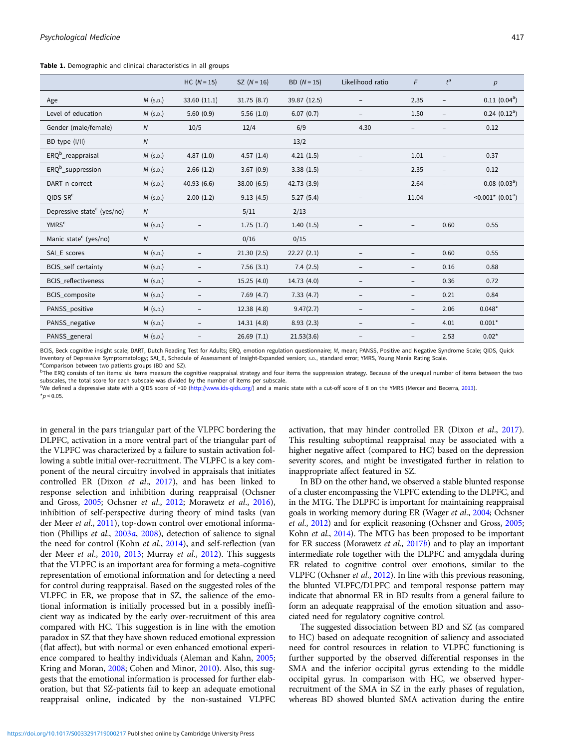**Table 1.** Demographic and clinical characteristics in all groups

| | | HC (N = 15) | SZ (N = 16) | BD (N = 15) | Likelihood ratio | F | t[a] | p |
|---|---|---|---|---|---|---|---|---|
| Age | M (S.D.) | 33.60 (11.1) | 31.75 (8.7) | 39.87 (12.5) | – | 2.35 | – | 0.11 (0.04[a]) |
| Level of education | M (S.D.) | 5.60 (0.9) | 5.56 (1.0) | 6.07 (0.7) | – | 1.50 | – | 0.24 (0.12[a]) |
| Gender (male/female) | N | 10/5 | 12/4 | 6/9 | 4.30 | – | – | 0.12 |
| BD type (I/II) | N | | | 13/2 | | | | |
| ERQ[b]_reappraisal | M (S.D.) | 4.87 (1.0) | 4.57 (1.4) | 4.21 (1.5) | – | 1.01 | – | 0.37 |
| ERQ[b]_suppression | M (S.D.) | 2.66 (1.2) | 3.67 (0.9) | 3.38 (1.5) | – | 2.35 | – | 0.12 |
| DART n correct | M (S.D.) | 40.93 (6.6) | 38.00 (6.5) | 42.73 (3.9) | – | 2.64 | – | 0.08 (0.03[a]) |
| QIDS-SR[c] | M (S.D.) | 2.00 (1.2) | 9.13 (4.5) | 5.27 (5.4) | – | 11.04 | | <0.001* (0.01[a]) |
| Depressive state[c] (yes/no) | N | | 5/11 | 2/13 | | | | |
| YMRS[c] | M (S.D.) | – | 1.75 (1.7) | 1.40 (1.5) | – | – | 0.60 | 0.55 |
| Manic state[c] (yes/no) | N | | 0/16 | 0/15 | | | | |
| SAI_E scores | M (S.D.) | – | 21.30 (2.5) | 22.27 (2.1) | – | – | 0.60 | 0.55 |
| BCIS_self certainty | M (S.D.) | – | 7.56 (3.1) | 7.4 (2.5) | – | – | 0.16 | 0.88 |
| BCIS_reflectiveness | M (S.D.) | – | 15.25 (4.0) | 14.73 (4.0) | – | – | 0.36 | 0.72 |
| BCIS_composite | M (S.D.) | – | 7.69 (4.7) | 7.33 (4.7) | – | – | 0.21 | 0.84 |
| PANSS_positive | M (S.D.) | – | 12.38 (4.8) | 9.47(2.7) | – | – | 2.06 | 0.048* |
| PANSS_negative | M (S.D.) | – | 14.31 (4.8) | 8.93 (2.3) | – | – | 4.01 | 0.001* |
| PANSS_general | M (S.D.) | – | 26.69 (7.1) | 21.53(3.6) | – | – | 2.53 | 0.02* |

BCIS, Beck cognitive insight scale; DART, Dutch Reading Test for Adults; ERQ, emotion regulation questionnaire; M, mean; PANSS, Positive and Negative Syndrome Scale; QIDS, Quick Inventory of Depressive Symptomatology; SAI_E, Schedule of Assessment of Insight-Expanded version; S.D., standard error; YMRS, Young Mania Rating Scale.
[a]Comparison between two patients groups (BD and SZ).
[b]The ERQ consists of ten items: six items measure the cognitive reappraisal strategy and four items the suppression strategy. Because of the unequal number of items between the two subscales, the total score for each subscale was divided by the number of items per subscale.
[c]We defined a depressive state with a QIDS score of >10 (http://www.ids-qids.org/) and a manic state with a cut-off score of 8 on the YMRS (Mercer and Becerra, 2013).
*$p < 0.05$.

in general in the pars triangular part of the VLPFC bordering the DLPFC, activation in a more ventral part of the triangular part of the VLPFC was characterized by a failure to sustain activation following a subtle initial over-recruitment. The VLPFC is a key component of the neural circuitry involved in appraisals that initiates controlled ER (Dixon *et al.*, 2017), and has been linked to response selection and inhibition during reappraisal (Ochsner and Gross, 2005; Ochsner *et al.*, 2012; Morawetz *et al.*, 2016), inhibition of self-perspective during theory of mind tasks (van der Meer *et al.*, 2011), top-down control over emotional information (Phillips *et al.*, 2003*a*, 2008), detection of salience to signal the need for control (Kohn *et al.*, 2014), and self-reflection (van der Meer *et al.*, 2010, 2013; Murray *et al.*, 2012). This suggests that the VLPFC is an important area for forming a meta-cognitive representation of emotional information and for detecting a need for control during reappraisal. Based on the suggested roles of the VLPFC in ER, we propose that in SZ, the salience of the emotional information is initially processed but in a possibly inefficient way as indicated by the early over-recruitment of this area compared with HC. This suggestion is in line with the emotion paradox in SZ that they have shown reduced emotional expression (flat affect), but with normal or even enhanced emotional experience compared to healthy individuals (Aleman and Kahn, 2005; Kring and Moran, 2008; Cohen and Minor, 2010). Also, this suggests that the emotional information is processed for further elaboration, but that SZ-patients fail to keep an adequate emotional reappraisal online, indicated by the non-sustained VLPFC activation, that may hinder controlled ER (Dixon *et al.*, 2017). This resulting suboptimal reappraisal may be associated with a higher negative affect (compared to HC) based on the depression severity scores, and might be investigated further in relation to inappropriate affect featured in SZ.

In BD on the other hand, we observed a stable blunted response of a cluster encompassing the VLPFC extending to the DLPFC, and in the MTG. The DLPFC is important for maintaining reappraisal goals in working memory during ER (Wager *et al.*, 2004; Ochsner *et al.*, 2012) and for explicit reasoning (Ochsner and Gross, 2005; Kohn *et al.*, 2014). The MTG has been proposed to be important for ER success (Morawetz *et al.*, 2017*b*) and to play an important intermediate role together with the DLPFC and amygdala during ER related to cognitive control over emotions, similar to the VLPFC (Ochsner *et al.*, 2012). In line with this previous reasoning, the blunted VLPFC/DLPFC and temporal response pattern may indicate that abnormal ER in BD results from a general failure to form an adequate reappraisal of the emotion situation and associated need for regulatory cognitive control.

The suggested dissociation between BD and SZ (as compared to HC) based on adequate recognition of saliency and associated need for control resources in relation to VLPFC functioning is further supported by the observed differential responses in the SMA and the inferior occipital gyrus extending to the middle occipital gyrus. In comparison with HC, we observed hyper-recruitment of the SMA in SZ in the early phases of regulation, whereas BD showed blunted SMA activation during the entire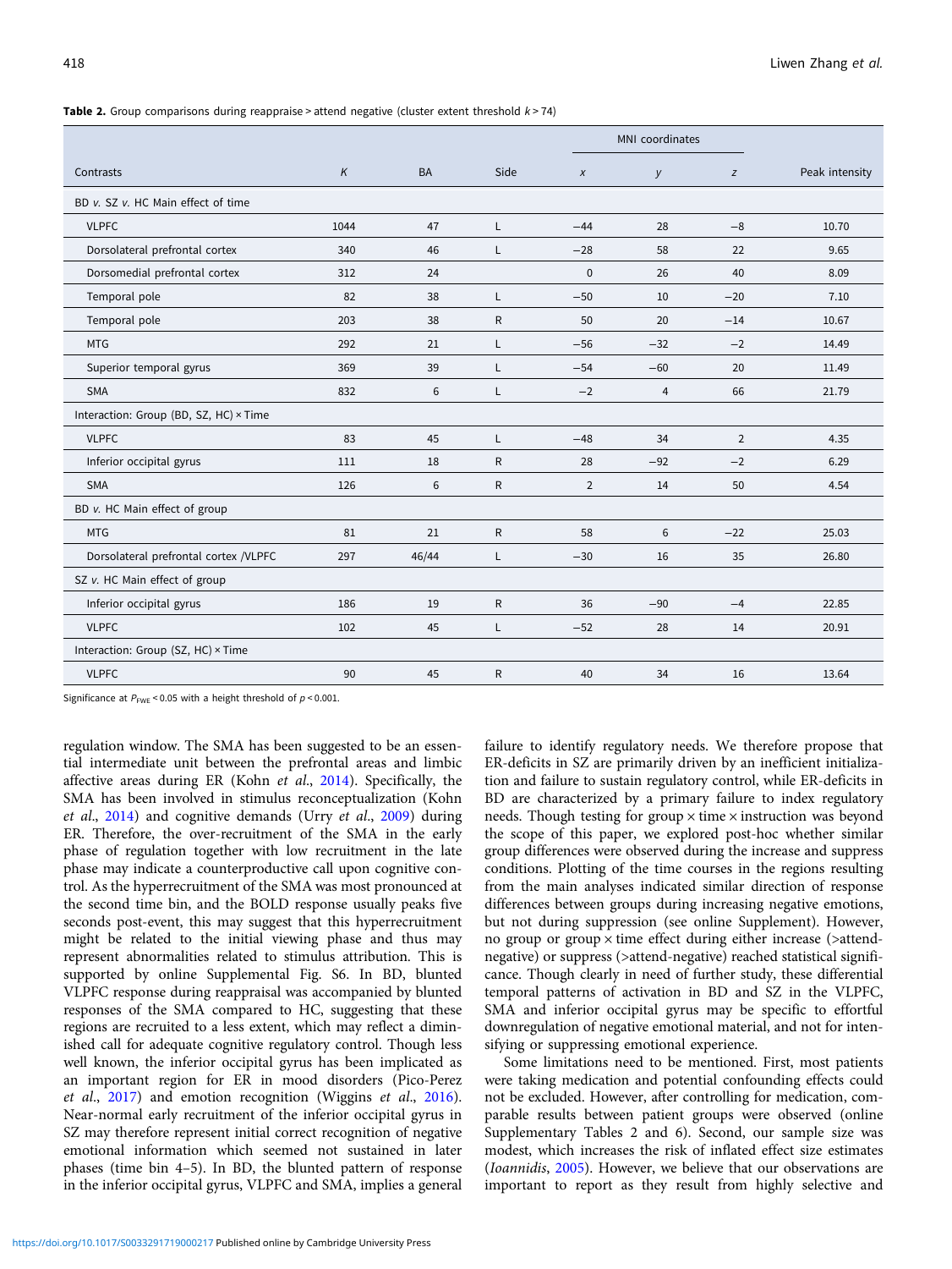**Table 2.** Group comparisons during reappraise > attend negative (cluster extent threshold $k > 74$)

| Contrasts | K | BA | Side | MNI coordinates | | | Peak intensity |
|---|---|---|---|---|---|---|---|
| | | | | x | y | z | |
| BD *v.* SZ *v.* HC Main effect of time | | | | | | | |
| VLPFC | 1044 | 47 | L | −44 | 28 | −8 | 10.70 |
| Dorsolateral prefrontal cortex | 340 | 46 | L | −28 | 58 | 22 | 9.65 |
| Dorsomedial prefrontal cortex | 312 | 24 | | 0 | 26 | 40 | 8.09 |
| Temporal pole | 82 | 38 | L | −50 | 10 | −20 | 7.10 |
| Temporal pole | 203 | 38 | R | 50 | 20 | −14 | 10.67 |
| MTG | 292 | 21 | L | −56 | −32 | −2 | 14.49 |
| Superior temporal gyrus | 369 | 39 | L | −54 | −60 | 20 | 11.49 |
| SMA | 832 | 6 | L | −2 | 4 | 66 | 21.79 |
| Interaction: Group (BD, SZ, HC) × Time | | | | | | | |
| VLPFC | 83 | 45 | L | −48 | 34 | 2 | 4.35 |
| Inferior occipital gyrus | 111 | 18 | R | 28 | −92 | −2 | 6.29 |
| SMA | 126 | 6 | R | 2 | 14 | 50 | 4.54 |
| BD *v.* HC Main effect of group | | | | | | | |
| MTG | 81 | 21 | R | 58 | 6 | −22 | 25.03 |
| Dorsolateral prefrontal cortex /VLPFC | 297 | 46/44 | L | −30 | 16 | 35 | 26.80 |
| SZ *v.* HC Main effect of group | | | | | | | |
| Inferior occipital gyrus | 186 | 19 | R | 36 | −90 | −4 | 22.85 |
| VLPFC | 102 | 45 | L | −52 | 28 | 14 | 20.91 |
| Interaction: Group (SZ, HC) × Time | | | | | | | |
| VLPFC | 90 | 45 | R | 40 | 34 | 16 | 13.64 |

Significance at $P_{FWE} < 0.05$ with a height threshold of $p < 0.001$.

regulation window. The SMA has been suggested to be an essential intermediate unit between the prefrontal areas and limbic affective areas during ER (Kohn *et al.*, 2014). Specifically, the SMA has been involved in stimulus reconceptualization (Kohn *et al.*, 2014) and cognitive demands (Urry *et al.*, 2009) during ER. Therefore, the over-recruitment of the SMA in the early phase of regulation together with low recruitment in the late phase may indicate a counterproductive call upon cognitive control. As the hyperrecruitment of the SMA was most pronounced at the second time bin, and the BOLD response usually peaks five seconds post-event, this may suggest that this hyperrecruitment might be related to the initial viewing phase and thus may represent abnormalities related to stimulus attribution. This is supported by online Supplemental Fig. S6. In BD, blunted VLPFC response during reappraisal was accompanied by blunted responses of the SMA compared to HC, suggesting that these regions are recruited to a less extent, which may reflect a diminished call for adequate cognitive regulatory control. Though less well known, the inferior occipital gyrus has been implicated as an important region for ER in mood disorders (Pico-Perez *et al.*, 2017) and emotion recognition (Wiggins *et al.*, 2016). Near-normal early recruitment of the inferior occipital gyrus in SZ may therefore represent initial correct recognition of negative emotional information which seemed not sustained in later phases (time bin 4–5). In BD, the blunted pattern of response in the inferior occipital gyrus, VLPFC and SMA, implies a general failure to identify regulatory needs. We therefore propose that ER-deficits in SZ are primarily driven by an inefficient initialization and failure to sustain regulatory control, while ER-deficits in BD are characterized by a primary failure to index regulatory needs. Though testing for group × time × instruction was beyond the scope of this paper, we explored post-hoc whether similar group differences were observed during the increase and suppress conditions. Plotting of the time courses in the regions resulting from the main analyses indicated similar direction of response differences between groups during increasing negative emotions, but not during suppression (see online Supplement). However, no group or group × time effect during either increase (>attend-negative) or suppress (>attend-negative) reached statistical significance. Though clearly in need of further study, these differential temporal patterns of activation in BD and SZ in the VLPFC, SMA and inferior occipital gyrus may be specific to effortful downregulation of negative emotional material, and not for intensifying or suppressing emotional experience.

Some limitations need to be mentioned. First, most patients were taking medication and potential confounding effects could not be excluded. However, after controlling for medication, comparable results between patient groups were observed (online Supplementary Tables 2 and 6). Second, our sample size was modest, which increases the risk of inflated effect size estimates (*Ioannidis*, 2005). However, we believe that our observations are important to report as they result from highly selective and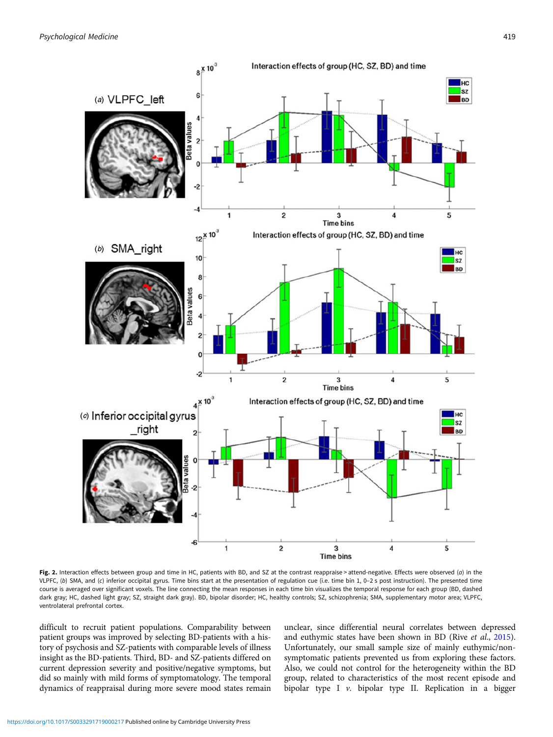**Fig. 2.** Interaction effects between group and time in HC, patients with BD, and SZ at the contrast reappraise > attend-negative. Effects were observed (*a*) in the VLPFC, (*b*) SMA, and (*c*) inferior occipital gyrus. Time bins start at the presentation of regulation cue (i.e. time bin 1, 0–2 s post instruction). The presented time course is averaged over significant voxels. The line connecting the mean responses in each time bin visualizes the temporal response for each group (BD, dashed dark gray; HC, dashed light gray; SZ, straight dark gray). BD, bipolar disorder; HC, healthy controls; SZ, schizophrenia; SMA, supplementary motor area; VLPFC, ventrolateral prefrontal cortex.

difficult to recruit patient populations. Comparability between patient groups was improved by selecting BD-patients with a history of psychosis and SZ-patients with comparable levels of illness insight as the BD-patients. Third, BD- and SZ-patients differed on current depression severity and positive/negative symptoms, but did so mainly with mild forms of symptomatology. The temporal dynamics of reappraisal during more severe mood states remain unclear, since differential neural correlates between depressed and euthymic states have been shown in BD (Rive *et al.*, 2015). Unfortunately, our small sample size of mainly euthymic/non-symptomatic patients prevented us from exploring these factors. Also, we could not control for the heterogeneity within the BD group, related to characteristics of the most recent episode and bipolar type I *v.* bipolar type II. Replication in a bigger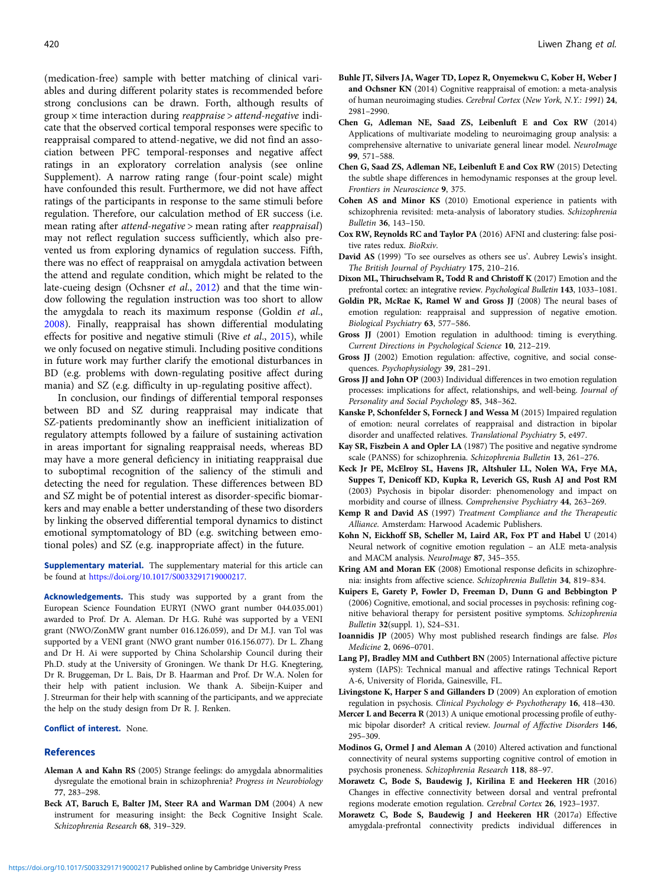(medication-free) sample with better matching of clinical variables and during different polarity states is recommended before strong conclusions can be drawn. Forth, although results of group × time interaction during *reappraise* > *attend-negative* indicate that the observed cortical temporal responses were specific to reappraisal compared to attend-negative, we did not find an association between PFC temporal-responses and negative affect ratings in an exploratory correlation analysis (see online Supplement). A narrow rating range (four-point scale) might have confounded this result. Furthermore, we did not have affect ratings of the participants in response to the same stimuli before regulation. Therefore, our calculation method of ER success (i.e. mean rating after *attend-negative* > mean rating after *reappraisal*) may not reflect regulation success sufficiently, which also prevented us from exploring dynamics of regulation success. Fifth, there was no effect of reappraisal on amygdala activation between the attend and regulate condition, which might be related to the late-cueing design (Ochsner *et al.*, 2012) and that the time window following the regulation instruction was too short to allow the amygdala to reach its maximum response (Goldin *et al.*, 2008). Finally, reappraisal has shown differential modulating effects for positive and negative stimuli (Rive *et al.*, 2015), while we only focused on negative stimuli. Including positive conditions in future work may further clarify the emotional disturbances in BD (e.g. problems with down-regulating positive affect during mania) and SZ (e.g. difficulty in up-regulating positive affect).

In conclusion, our findings of differential temporal responses between BD and SZ during reappraisal may indicate that SZ-patients predominantly show an inefficient initialization of regulatory attempts followed by a failure of sustaining activation in areas important for signaling reappraisal needs, whereas BD may have a more general deficiency in initiating reappraisal due to suboptimal recognition of the saliency of the stimuli and detecting the need for regulation. These differences between BD and SZ might be of potential interest as disorder-specific biomarkers and may enable a better understanding of these two disorders by linking the observed differential temporal dynamics to distinct emotional symptomatology of BD (e.g. switching between emotional poles) and SZ (e.g. inappropriate affect) in the future.

**Supplementary material.** The supplementary material for this article can be found at https://doi.org/10.1017/S0033291719000217.

**Acknowledgements.** This study was supported by a grant from the European Science Foundation EURYI (NWO grant number 044.035.001) awarded to Prof. Dr A. Aleman. Dr H.G. Ruhé was supported by a VENI grant (NWO/ZonMW grant number 016.126.059), and Dr M.J. van Tol was supported by a VENI grant (NWO grant number 016.156.077). Dr L. Zhang and Dr H. Ai were supported by China Scholarship Council during their Ph.D. study at the University of Groningen. We thank Dr H.G. Knegtering, Dr R. Bruggeman, Dr L. Bais, Dr B. Haarman and Prof. Dr W.A. Nolen for their help with patient inclusion. We thank A. Sibeijn-Kuiper and J. Streurman for their help with scanning of the participants, and we appreciate the help on the study design from Dr R. J. Renken.

**Conflict of interest.** None.

## References

**Aleman A and Kahn RS** (2005) Strange feelings: do amygdala abnormalities dysregulate the emotional brain in schizophrenia? *Progress in Neurobiology* **77**, 283–298.

**Beck AT, Baruch E, Balter JM, Steer RA and Warman DM** (2004) A new instrument for measuring insight: the Beck Cognitive Insight Scale. *Schizophrenia Research* **68**, 319–329.

**Buhle JT, Silvers JA, Wager TD, Lopez R, Onyemekwu C, Kober H, Weber J and Ochsner KN** (2014) Cognitive reappraisal of emotion: a meta-analysis of human neuroimaging studies. *Cerebral Cortex (New York, N.Y.: 1991)* **24**, 2981–2990.

**Chen G, Adleman NE, Saad ZS, Leibenluft E and Cox RW** (2014) Applications of multivariate modeling to neuroimaging group analysis: a comprehensive alternative to univariate general linear model. *NeuroImage* **99**, 571–588.

**Chen G, Saad ZS, Adleman NE, Leibenluft E and Cox RW** (2015) Detecting the subtle shape differences in hemodynamic responses at the group level. *Frontiers in Neuroscience* **9**, 375.

**Cohen AS and Minor KS** (2010) Emotional experience in patients with schizophrenia revisited: meta-analysis of laboratory studies. *Schizophrenia Bulletin* **36**, 143–150.

**Cox RW, Reynolds RC and Taylor PA** (2016) AFNI and clustering: false positive rates redux. *BioRxiv*.

**David AS** (1999) 'To see ourselves as others see us'. Aubrey Lewis's insight. *The British Journal of Psychiatry* **175**, 210–216.

**Dixon ML, Thiruchselvam R, Todd R and Christoff K** (2017) Emotion and the prefrontal cortex: an integrative review. *Psychological Bulletin* **143**, 1033–1081.

**Goldin PR, McRae K, Ramel W and Gross JJ** (2008) The neural bases of emotion regulation: reappraisal and suppression of negative emotion. *Biological Psychiatry* **63**, 577–586.

**Gross JJ** (2001) Emotion regulation in adulthood: timing is everything. *Current Directions in Psychological Science* **10**, 212–219.

**Gross JJ** (2002) Emotion regulation: affective, cognitive, and social consequences. *Psychophysiology* **39**, 281–291.

**Gross JJ and John OP** (2003) Individual differences in two emotion regulation processes: implications for affect, relationships, and well-being. *Journal of Personality and Social Psychology* **85**, 348–362.

**Kanske P, Schonfelder S, Forneck J and Wessa M** (2015) Impaired regulation of emotion: neural correlates of reappraisal and distraction in bipolar disorder and unaffected relatives. *Translational Psychiatry* **5**, e497.

**Kay SR, Fiszbein A and Opler LA** (1987) The positive and negative syndrome scale (PANSS) for schizophrenia. *Schizophrenia Bulletin* **13**, 261–276.

**Keck Jr PE, McElroy SL, Havens JR, Altshuler LL, Nolen WA, Frye MA, Suppes T, Denicoff KD, Kupka R, Leverich GS, Rush AJ and Post RM** (2003) Psychosis in bipolar disorder: phenomenology and impact on morbidity and course of illness. *Comprehensive Psychiatry* **44**, 263–269.

**Kemp R and David AS** (1997) *Treatment Compliance and the Therapeutic Alliance*. Amsterdam: Harwood Academic Publishers.

**Kohn N, Eickhoff SB, Scheller M, Laird AR, Fox PT and Habel U** (2014) Neural network of cognitive emotion regulation – an ALE meta-analysis and MACM analysis. *NeuroImage* **87**, 345–355.

**Kring AM and Moran EK** (2008) Emotional response deficits in schizophrenia: insights from affective science. *Schizophrenia Bulletin* **34**, 819–834.

**Kuipers E, Garety P, Fowler D, Freeman D, Dunn G and Bebbington P** (2006) Cognitive, emotional, and social processes in psychosis: refining cognitive behavioral therapy for persistent positive symptoms. *Schizophrenia Bulletin* **32**(suppl. 1), S24–S31.

**Ioannidis JP** (2005) Why most published research findings are false. *Plos Medicine* **2**, 0696–0701.

**Lang PJ, Bradley MM and Cuthbert BN** (2005) International affective picture system (IAPS): Technical manual and affective ratings Technical Report A-6, University of Florida, Gainesville, FL.

**Livingstone K, Harper S and Gillanders D** (2009) An exploration of emotion regulation in psychosis. *Clinical Psychology & Psychotherapy* **16**, 418–430.

**Mercer L and Becerra R** (2013) A unique emotional processing profile of euthymic bipolar disorder? A critical review. *Journal of Affective Disorders* **146**, 295–309.

**Modinos G, Ormel J and Aleman A** (2010) Altered activation and functional connectivity of neural systems supporting cognitive control of emotion in psychosis proneness. *Schizophrenia Research* **118**, 88–97.

**Morawetz C, Bode S, Baudewig J, Kirilina E and Heekeren HR** (2016) Changes in effective connectivity between dorsal and ventral prefrontal regions moderate emotion regulation. *Cerebral Cortex* **26**, 1923–1937.

**Morawetz C, Bode S, Baudewig J and Heekeren HR** (2017*a*) Effective amygdala-prefrontal connectivity predicts individual differences in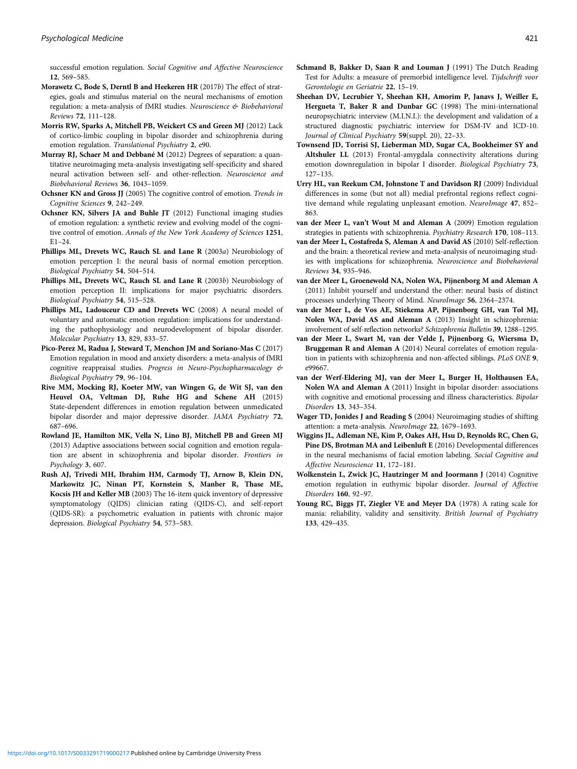successful emotion regulation. *Social Cognitive and Affective Neuroscience* **12**, 569–585.

**Morawetz C, Bode S, Derntl B and Heekeren HR** (2017*b*) The effect of strategies, goals and stimulus material on the neural mechanisms of emotion regulation: a meta-analysis of fMRI studies. *Neuroscience & Biobehavioral Reviews* **72**, 111–128.

**Morris RW, Sparks A, Mitchell PB, Weickert CS and Green MJ** (2012) Lack of cortico-limbic coupling in bipolar disorder and schizophrenia during emotion regulation. *Translational Psychiatry* **2**, e90.

**Murray RJ, Schaer M and Debbané M** (2012) Degrees of separation: a quantitative neuroimaging meta-analysis investigating self-specificity and shared neural activation between self- and other-reflection. *Neuroscience and Biobehavioral Reviews* **36**, 1043–1059.

**Ochsner KN and Gross JJ** (2005) The cognitive control of emotion. *Trends in Cognitive Sciences* **9**, 242–249.

**Ochsner KN, Silvers JA and Buhle JT** (2012) Functional imaging studies of emotion regulation: a synthetic review and evolving model of the cognitive control of emotion. *Annals of the New York Academy of Sciences* **1251**, E1–24.

**Phillips ML, Drevets WC, Rauch SL and Lane R** (2003*a*) Neurobiology of emotion perception I: the neural basis of normal emotion perception. *Biological Psychiatry* **54**, 504–514.

**Phillips ML, Drevets WC, Rauch SL and Lane R** (2003*b*) Neurobiology of emotion perception II: implications for major psychiatric disorders. *Biological Psychiatry* **54**, 515–528.

**Phillips ML, Ladouceur CD and Drevets WC** (2008) A neural model of voluntary and automatic emotion regulation: implications for understanding the pathophysiology and neurodevelopment of bipolar disorder. *Molecular Psychiatry* **13**, 829, 833–57.

**Pico-Perez M, Radua J, Steward T, Menchon JM and Soriano-Mas C** (2017) Emotion regulation in mood and anxiety disorders: a meta-analysis of fMRI cognitive reappraisal studies. *Progress in Neuro-Psychopharmacology & Biological Psychiatry* **79**, 96–104.

**Rive MM, Mocking RJ, Koeter MW, van Wingen G, de Wit SJ, van den Heuvel OA, Veltman DJ, Ruhe HG and Schene AH** (2015) State-dependent differences in emotion regulation between unmedicated bipolar disorder and major depressive disorder. *JAMA Psychiatry* **72**, 687–696.

**Rowland JE, Hamilton MK, Vella N, Lino BJ, Mitchell PB and Green MJ** (2013) Adaptive associations between social cognition and emotion regulation are absent in schizophrenia and bipolar disorder. *Frontiers in Psychology* **3**, 607.

**Rush AJ, Trivedi MH, Ibrahim HM, Carmody TJ, Arnow B, Klein DN, Markowitz JC, Ninan PT, Kornstein S, Manber R, Thase ME, Kocsis JH and Keller MB** (2003) The 16-item quick inventory of depressive symptomatology (QIDS) clinician rating (QIDS-C), and self-report (QIDS-SR): a psychometric evaluation in patients with chronic major depression. *Biological Psychiatry* **54**, 573–583.

**Schmand B, Bakker D, Saan R and Louman J** (1991) The Dutch Reading Test for Adults: a measure of premorbid intelligence level. *Tijdschrift voor Gerontologie en Geriatrie* **22**, 15–19.

**Sheehan DV, Lecrubier Y, Sheehan KH, Amorim P, Janavs J, Weiller E, Hergueta T, Baker R and Dunbar GC** (1998) The mini-international neuropsychiatric interview (M.I.N.I.): the development and validation of a structured diagnostic psychiatric interview for DSM-IV and ICD-10. *Journal of Clinical Psychiatry* **59**(suppl. 20), 22–33.

**Townsend JD, Torrisi SJ, Lieberman MD, Sugar CA, Bookheimer SY and Altshuler LL** (2013) Frontal-amygdala connectivity alterations during emotion downregulation in bipolar I disorder. *Biological Psychiatry* **73**, 127–135.

**Urry HL, van Reekum CM, Johnstone T and Davidson RJ** (2009) Individual differences in some (but not all) medial prefrontal regions reflect cognitive demand while regulating unpleasant emotion. *NeuroImage* **47**, 852–863.

**van der Meer L, van't Wout M and Aleman A** (2009) Emotion regulation strategies in patients with schizophrenia. *Psychiatry Research* **170**, 108–113.

**van der Meer L, Costafreda S, Aleman A and David AS** (2010) Self-reflection and the brain: a theoretical review and meta-analysis of neuroimaging studies with implications for schizophrenia. *Neuroscience and Biobehavioral Reviews* **34**, 935–946.

**van der Meer L, Groenewold NA, Nolen WA, Pijnenborg M and Aleman A** (2011) Inhibit yourself and understand the other: neural basis of distinct processes underlying Theory of Mind. *NeuroImage* **56**, 2364–2374.

**van der Meer L, de Vos AE, Stiekema AP, Pijnenborg GH, van Tol MJ, Nolen WA, David AS and Aleman A** (2013) Insight in schizophrenia: involvement of self-reflection networks? *Schizophrenia Bulletin* **39**, 1288–1295.

**van der Meer L, Swart M, van der Velde J, Pijnenborg G, Wiersma D, Bruggeman R and Aleman A** (2014) Neural correlates of emotion regulation in patients with schizophrenia and non-affected siblings. *PLoS ONE* **9**, e99667.

**van der Werf-Eldering MJ, van der Meer L, Burger H, Holthausen EA, Nolen WA and Aleman A** (2011) Insight in bipolar disorder: associations with cognitive and emotional processing and illness characteristics. *Bipolar Disorders* **13**, 343–354.

**Wager TD, Jonides J and Reading S** (2004) Neuroimaging studies of shifting attention: a meta-analysis. *NeuroImage* **22**, 1679–1693.

**Wiggins JL, Adleman NE, Kim P, Oakes AH, Hsu D, Reynolds RC, Chen G, Pine DS, Brotman MA and Leibenluft E** (2016) Developmental differences in the neural mechanisms of facial emotion labeling. *Social Cognitive and Affective Neuroscience* **11**, 172–181.

**Wolkenstein L, Zwick JC, Hautzinger M and Joormann J** (2014) Cognitive emotion regulation in euthymic bipolar disorder. *Journal of Affective Disorders* **160**, 92–97.

**Young RC, Biggs JT, Ziegler VE and Meyer DA** (1978) A rating scale for mania: reliability, validity and sensitivity. *British Journal of Psychiatry* **133**, 429–435.